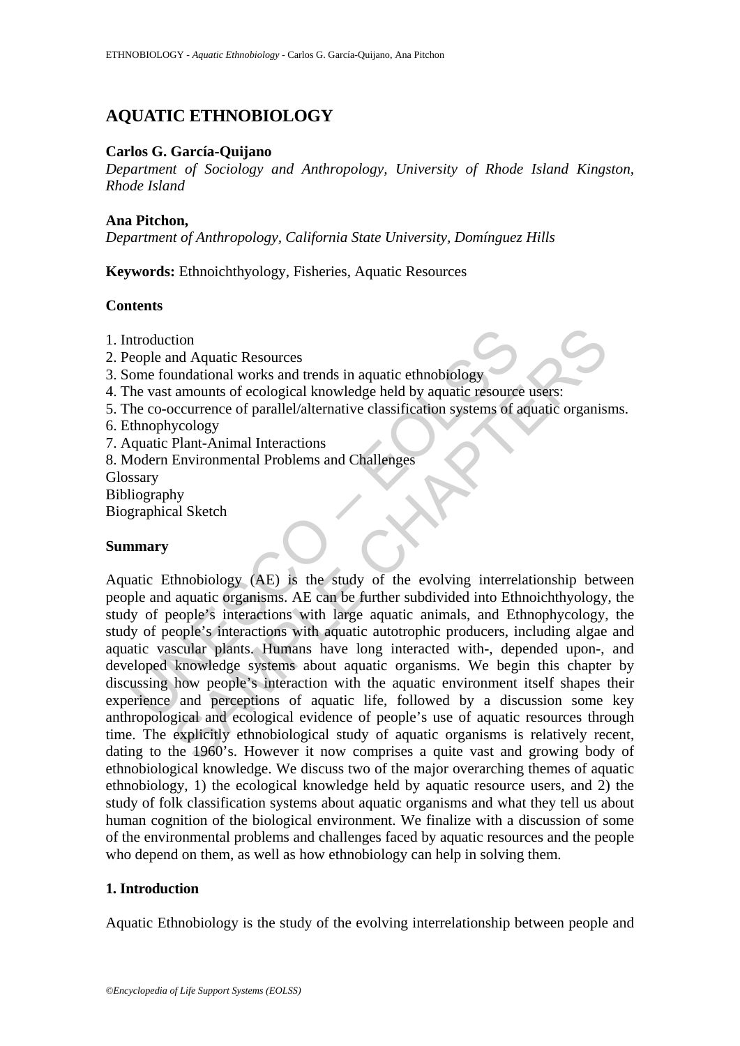# AQUATIC ETHNOBIOLOGY

**Carlos G. García-Quijano**

*Department of Sociology and Anthropology, University of Rhode Island Kingston, Rhode Island*

**Ana Pitchon,**

*Department of Anthropology, California State University, Domínguez Hills*

**Keywords:** Ethnoichthyology, Fisheries, Aquatic Resources

## Contents

1. Introduction
2. People and Aquatic Resources
3. Some foundational works and trends in aquatic ethnobiology
4. The vast amounts of ecological knowledge held by aquatic resource users:
5. The co-occurrence of parallel/alternative classification systems of aquatic organisms.
6. Ethnophycology
7. Aquatic Plant-Animal Interactions
8. Modern Environmental Problems and Challenges

Glossary
Bibliography
Biographical Sketch

## Summary

Aquatic Ethnobiology (AE) is the study of the evolving interrelationship between people and aquatic organisms. AE can be further subdivided into Ethnoichthyology, the study of people's interactions with large aquatic animals, and Ethnophycology, the study of people's interactions with aquatic autotrophic producers, including algae and aquatic vascular plants. Humans have long interacted with-, depended upon-, and developed knowledge systems about aquatic organisms. We begin this chapter by discussing how people's interaction with the aquatic environment itself shapes their experience and perceptions of aquatic life, followed by a discussion some key anthropological and ecological evidence of people's use of aquatic resources through time. The explicitly ethnobiological study of aquatic organisms is relatively recent, dating to the 1960's. However it now comprises a quite vast and growing body of ethnobiological knowledge. We discuss two of the major overarching themes of aquatic ethnobiology, 1) the ecological knowledge held by aquatic resource users, and 2) the study of folk classification systems about aquatic organisms and what they tell us about human cognition of the biological environment. We finalize with a discussion of some of the environmental problems and challenges faced by aquatic resources and the people who depend on them, as well as how ethnobiology can help in solving them.

## 1. Introduction

Aquatic Ethnobiology is the study of the evolving interrelationship between people and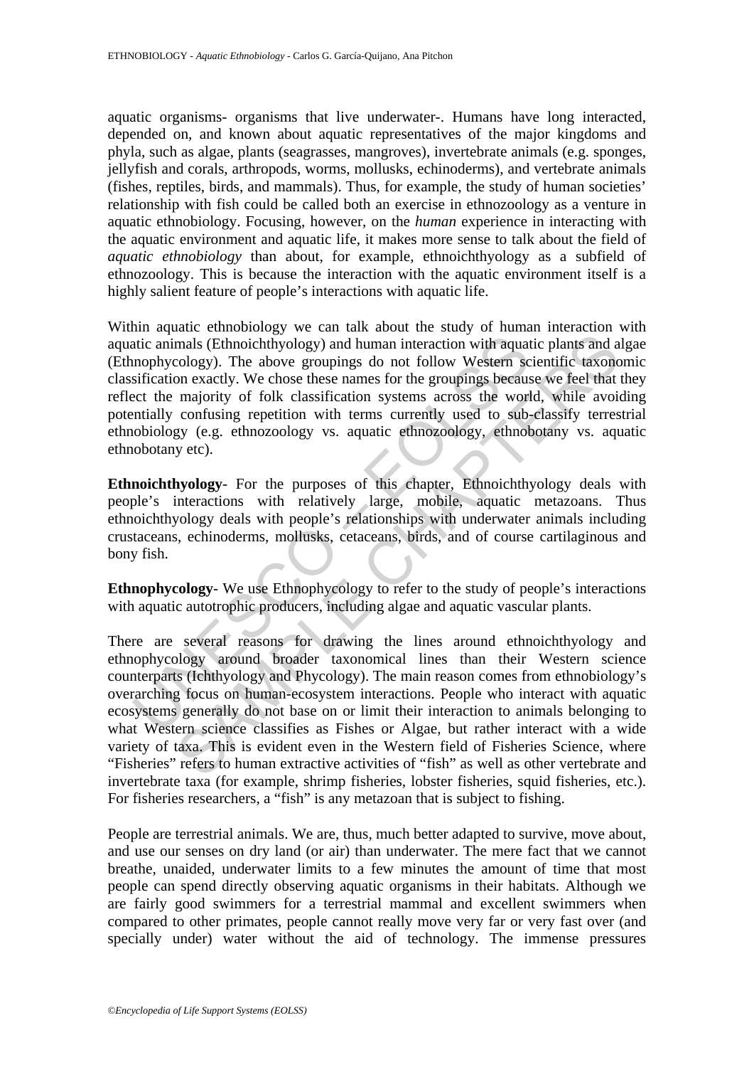aquatic organisms- organisms that live underwater-. Humans have long interacted, depended on, and known about aquatic representatives of the major kingdoms and phyla, such as algae, plants (seagrasses, mangroves), invertebrate animals (e.g. sponges, jellyfish and corals, arthropods, worms, mollusks, echinoderms), and vertebrate animals (fishes, reptiles, birds, and mammals). Thus, for example, the study of human societies' relationship with fish could be called both an exercise in ethnozoology as a venture in aquatic ethnobiology. Focusing, however, on the *human* experience in interacting with the aquatic environment and aquatic life, it makes more sense to talk about the field of *aquatic ethnobiology* than about, for example, ethnoichthyology as a subfield of ethnozoology. This is because the interaction with the aquatic environment itself is a highly salient feature of people's interactions with aquatic life.

Within aquatic ethnobiology we can talk about the study of human interaction with aquatic animals (Ethnoichthyology) and human interaction with aquatic plants and algae (Ethnophycology). The above groupings do not follow Western scientific taxonomic classification exactly. We chose these names for the groupings because we feel that they reflect the majority of folk classification systems across the world, while avoiding potentially confusing repetition with terms currently used to sub-classify terrestrial ethnobiology (e.g. ethnozoology vs. aquatic ethnozoology, ethnobotany vs. aquatic ethnobotany etc).

**Ethnoichthyology**- For the purposes of this chapter, Ethnoichthyology deals with people's interactions with relatively large, mobile, aquatic metazoans. Thus ethnoichthyology deals with people's relationships with underwater animals including crustaceans, echinoderms, mollusks, cetaceans, birds, and of course cartilaginous and bony fish.

**Ethnophycology**- We use Ethnophycology to refer to the study of people's interactions with aquatic autotrophic producers, including algae and aquatic vascular plants.

There are several reasons for drawing the lines around ethnoichthyology and ethnophycology around broader taxonomical lines than their Western science counterparts (Ichthyology and Phycology). The main reason comes from ethnobiology's overarching focus on human-ecosystem interactions. People who interact with aquatic ecosystems generally do not base on or limit their interaction to animals belonging to what Western science classifies as Fishes or Algae, but rather interact with a wide variety of taxa. This is evident even in the Western field of Fisheries Science, where "Fisheries" refers to human extractive activities of "fish" as well as other vertebrate and invertebrate taxa (for example, shrimp fisheries, lobster fisheries, squid fisheries, etc.). For fisheries researchers, a "fish" is any metazoan that is subject to fishing.

People are terrestrial animals. We are, thus, much better adapted to survive, move about, and use our senses on dry land (or air) than underwater. The mere fact that we cannot breathe, unaided, underwater limits to a few minutes the amount of time that most people can spend directly observing aquatic organisms in their habitats. Although we are fairly good swimmers for a terrestrial mammal and excellent swimmers when compared to other primates, people cannot really move very far or very fast over (and specially under) water without the aid of technology. The immense pressures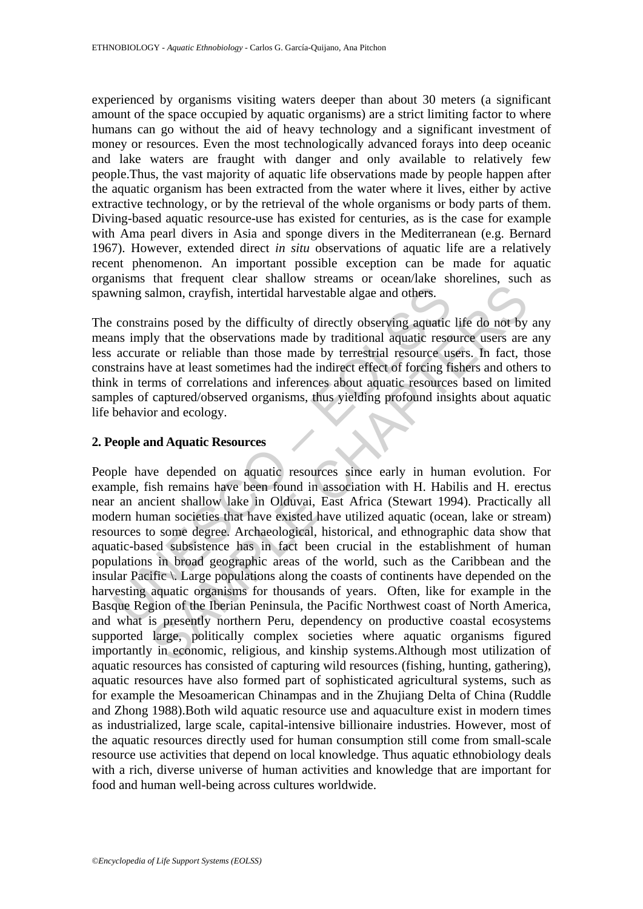experienced by organisms visiting waters deeper than about 30 meters (a significant amount of the space occupied by aquatic organisms) are a strict limiting factor to where humans can go without the aid of heavy technology and a significant investment of money or resources. Even the most technologically advanced forays into deep oceanic and lake waters are fraught with danger and only available to relatively few people.Thus, the vast majority of aquatic life observations made by people happen after the aquatic organism has been extracted from the water where it lives, either by active extractive technology, or by the retrieval of the whole organisms or body parts of them. Diving-based aquatic resource-use has existed for centuries, as is the case for example with Ama pearl divers in Asia and sponge divers in the Mediterranean (e.g. Bernard 1967). However, extended direct *in situ* observations of aquatic life are a relatively recent phenomenon. An important possible exception can be made for aquatic organisms that frequent clear shallow streams or ocean/lake shorelines, such as spawning salmon, crayfish, intertidal harvestable algae and others.

The constrains posed by the difficulty of directly observing aquatic life do not by any means imply that the observations made by traditional aquatic resource users are any less accurate or reliable than those made by terrestrial resource users. In fact, those constrains have at least sometimes had the indirect effect of forcing fishers and others to think in terms of correlations and inferences about aquatic resources based on limited samples of captured/observed organisms, thus yielding profound insights about aquatic life behavior and ecology.

## 2. People and Aquatic Resources

People have depended on aquatic resources since early in human evolution. For example, fish remains have been found in association with H. Habilis and H. erectus near an ancient shallow lake in Olduvai, East Africa (Stewart 1994). Practically all modern human societies that have existed have utilized aquatic (ocean, lake or stream) resources to some degree. Archaeological, historical, and ethnographic data show that aquatic-based subsistence has in fact been crucial in the establishment of human populations in broad geographic areas of the world, such as the Caribbean and the insular Pacific \. Large populations along the coasts of continents have depended on the harvesting aquatic organisms for thousands of years. Often, like for example in the Basque Region of the Iberian Peninsula, the Pacific Northwest coast of North America, and what is presently northern Peru, dependency on productive coastal ecosystems supported large, politically complex societies where aquatic organisms figured importantly in economic, religious, and kinship systems.Although most utilization of aquatic resources has consisted of capturing wild resources (fishing, hunting, gathering), aquatic resources have also formed part of sophisticated agricultural systems, such as for example the Mesoamerican Chinampas and in the Zhujiang Delta of China (Ruddle and Zhong 1988).Both wild aquatic resource use and aquaculture exist in modern times as industrialized, large scale, capital-intensive billionaire industries. However, most of the aquatic resources directly used for human consumption still come from small-scale resource use activities that depend on local knowledge. Thus aquatic ethnobiology deals with a rich, diverse universe of human activities and knowledge that are important for food and human well-being across cultures worldwide.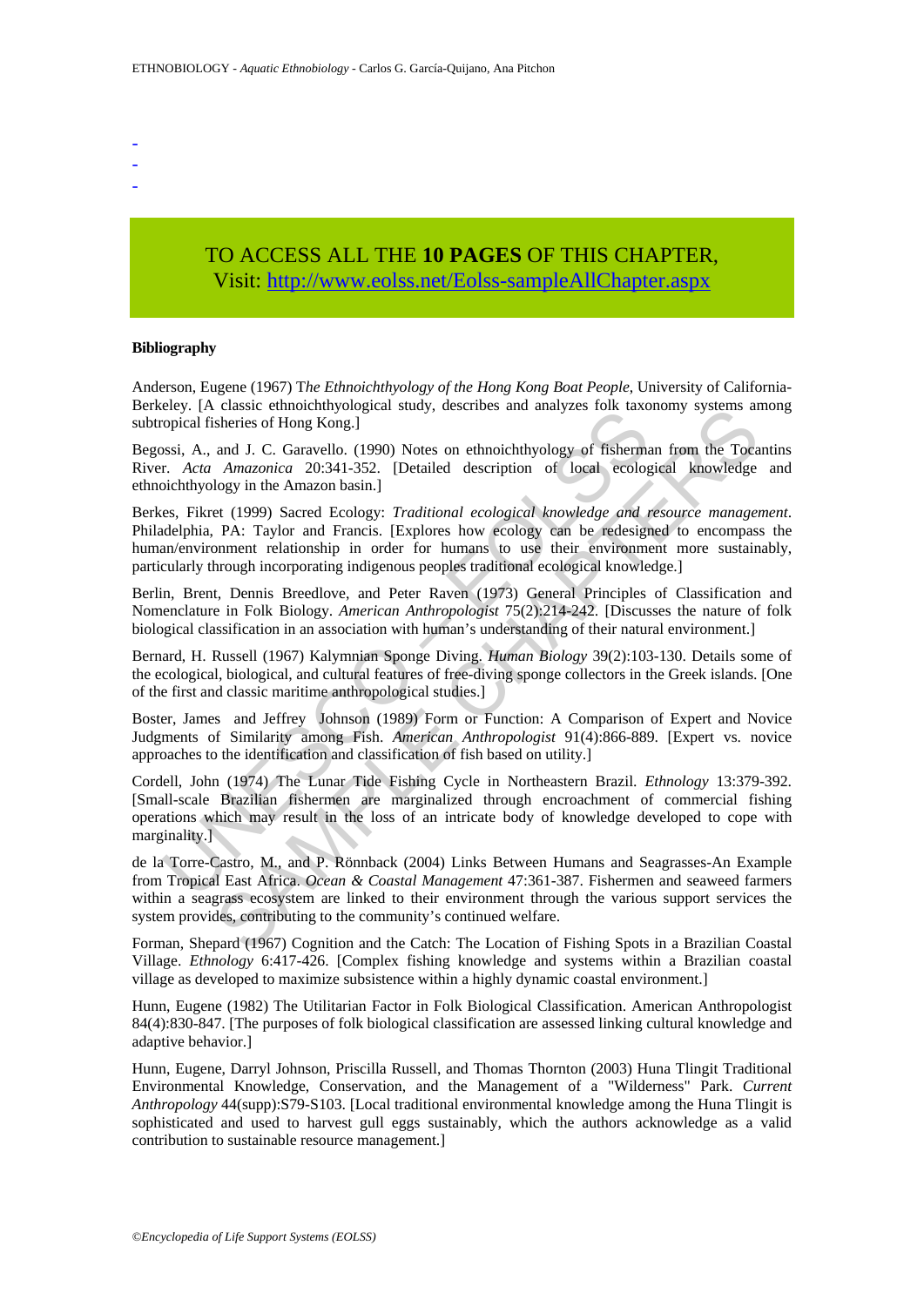-
-
-

TO ACCESS ALL THE **10 PAGES** OF THIS CHAPTER,
Visit: http://www.eolss.net/Eolss-sampleAllChapter.aspx

**Bibliography**

Anderson, Eugene (1967) T*he Ethnoichthyology of the Hong Kong Boat People*, University of California-Berkeley. [A classic ethnoichthyological study, describes and analyzes folk taxonomy systems among subtropical fisheries of Hong Kong.]

Begossi, A., and J. C. Garavello. (1990) Notes on ethnoichthyology of fisherman from the Tocantins River. *Acta Amazonica* 20:341-352. [Detailed description of local ecological knowledge and ethnoichthyology in the Amazon basin.]

Berkes, Fikret (1999) Sacred Ecology: *Traditional ecological knowledge and resource management*. Philadelphia, PA: Taylor and Francis. [Explores how ecology can be redesigned to encompass the human/environment relationship in order for humans to use their environment more sustainably, particularly through incorporating indigenous peoples traditional ecological knowledge.]

Berlin, Brent, Dennis Breedlove, and Peter Raven (1973) General Principles of Classification and Nomenclature in Folk Biology. *American Anthropologist* 75(2):214-242. [Discusses the nature of folk biological classification in an association with human's understanding of their natural environment.]

Bernard, H. Russell (1967) Kalymnian Sponge Diving. *Human Biology* 39(2):103-130. Details some of the ecological, biological, and cultural features of free-diving sponge collectors in the Greek islands. [One of the first and classic maritime anthropological studies.]

Boster, James and Jeffrey Johnson (1989) Form or Function: A Comparison of Expert and Novice Judgments of Similarity among Fish. *American Anthropologist* 91(4):866-889. [Expert vs. novice approaches to the identification and classification of fish based on utility.]

Cordell, John (1974) The Lunar Tide Fishing Cycle in Northeastern Brazil. *Ethnology* 13:379-392. [Small-scale Brazilian fishermen are marginalized through encroachment of commercial fishing operations which may result in the loss of an intricate body of knowledge developed to cope with marginality.]

de la Torre-Castro, M., and P. Rönnback (2004) Links Between Humans and Seagrasses-An Example from Tropical East Africa. *Ocean & Coastal Management* 47:361-387. Fishermen and seaweed farmers within a seagrass ecosystem are linked to their environment through the various support services the system provides, contributing to the community's continued welfare.

Forman, Shepard (1967) Cognition and the Catch: The Location of Fishing Spots in a Brazilian Coastal Village. *Ethnology* 6:417-426. [Complex fishing knowledge and systems within a Brazilian coastal village as developed to maximize subsistence within a highly dynamic coastal environment.]

Hunn, Eugene (1982) The Utilitarian Factor in Folk Biological Classification. American Anthropologist 84(4):830-847. [The purposes of folk biological classification are assessed linking cultural knowledge and adaptive behavior.]

Hunn, Eugene, Darryl Johnson, Priscilla Russell, and Thomas Thornton (2003) Huna Tlingit Traditional Environmental Knowledge, Conservation, and the Management of a "Wilderness" Park. *Current Anthropology* 44(supp):S79-S103. [Local traditional environmental knowledge among the Huna Tlingit is sophisticated and used to harvest gull eggs sustainably, which the authors acknowledge as a valid contribution to sustainable resource management.]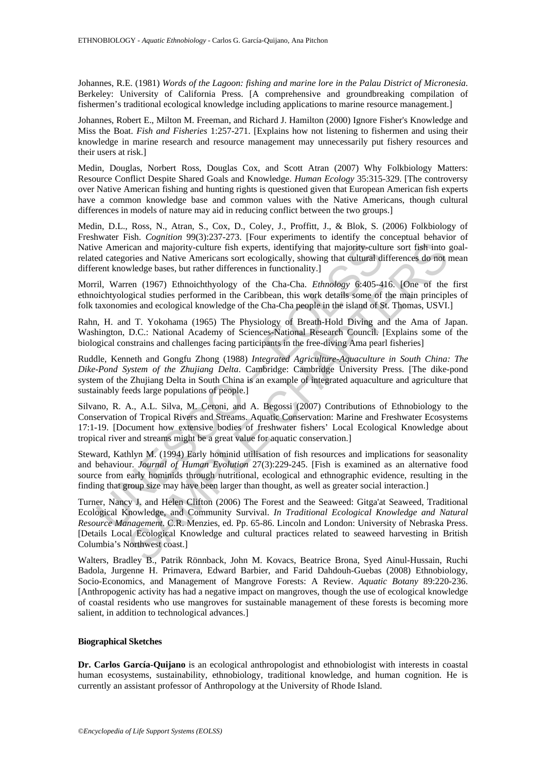Johannes, R.E. (1981) *Words of the Lagoon: fishing and marine lore in the Palau District of Micronesia*. Berkeley: University of California Press. [A comprehensive and groundbreaking compilation of fishermen's traditional ecological knowledge including applications to marine resource management.]

Johannes, Robert E., Milton M. Freeman, and Richard J. Hamilton (2000) Ignore Fisher's Knowledge and Miss the Boat. *Fish and Fisheries* 1:257-271. [Explains how not listening to fishermen and using their knowledge in marine research and resource management may unnecessarily put fishery resources and their users at risk.]

Medin, Douglas, Norbert Ross, Douglas Cox, and Scott Atran (2007) Why Folkbiology Matters: Resource Conflict Despite Shared Goals and Knowledge. *Human Ecology* 35:315-329. [The controversy over Native American fishing and hunting rights is questioned given that European American fish experts have a common knowledge base and common values with the Native Americans, though cultural differences in models of nature may aid in reducing conflict between the two groups.]

Medin, D.L., Ross, N., Atran, S., Cox, D., Coley, J., Proffitt, J., & Blok, S. (2006) Folkbiology of Freshwater Fish. *Cognition* 99(3):237-273. [Four experiments to identify the conceptual behavior of Native American and majority-culture fish experts, identifying that majority-culture sort fish into goal-related categories and Native Americans sort ecologically, showing that cultural differences do not mean different knowledge bases, but rather differences in functionality.]

Morril, Warren (1967) Ethnoichthyology of the Cha-Cha. *Ethnology* 6:405-416. [One of the first ethnoichtyological studies performed in the Caribbean, this work details some of the main principles of folk taxonomies and ecological knowledge of the Cha-Cha people in the island of St. Thomas, USVI.]

Rahn, H. and T. Yokohama (1965) The Physiology of Breath-Hold Diving and the Ama of Japan. Washington, D.C.: National Academy of Sciences-National Research Council. [Explains some of the biological constrains and challenges facing participants in the free-diving Ama pearl fisheries]

Ruddle, Kenneth and Gongfu Zhong (1988) *Integrated Agriculture-Aquaculture in South China: The Dike-Pond System of the Zhujiang Delta*. Cambridge: Cambridge University Press. [The dike-pond system of the Zhujiang Delta in South China is an example of integrated aquaculture and agriculture that sustainably feeds large populations of people.]

Silvano, R. A., A.L. Silva, M. Ceroni, and A. Begossi (2007) Contributions of Ethnobiology to the Conservation of Tropical Rivers and Streams. Aquatic Conservation: Marine and Freshwater Ecosystems 17:1-19. [Document how extensive bodies of freshwater fishers' Local Ecological Knowledge about tropical river and streams might be a great value for aquatic conservation.]

Steward, Kathlyn M. (1994) Early hominid utilisation of fish resources and implications for seasonality and behaviour. *Journal of Human Evolution* 27(3):229-245. [Fish is examined as an alternative food source from early hominids through nutritional, ecological and ethnographic evidence, resulting in the finding that group size may have been larger than thought, as well as greater social interaction.]

Turner, Nancy J. and Helen Clifton (2006) The Forest and the Seaweed: Gitga'at Seaweed, Traditional Ecological Knowledge, and Community Survival. *In Traditional Ecological Knowledge and Natural Resource Management*. C.R. Menzies, ed. Pp. 65-86. Lincoln and London: University of Nebraska Press. [Details Local Ecological Knowledge and cultural practices related to seaweed harvesting in British Columbia's Northwest coast.]

Walters, Bradley B., Patrik Rönnback, John M. Kovacs, Beatrice Brona, Syed Ainul-Hussain, Ruchi Badola, Jurgenne H. Primavera, Edward Barbier, and Farid Dahdouh-Guebas (2008) Ethnobiology, Socio-Economics, and Management of Mangrove Forests: A Review. *Aquatic Botany* 89:220-236. [Anthropogenic activity has had a negative impact on mangroves, though the use of ecological knowledge of coastal residents who use mangroves for sustainable management of these forests is becoming more salient, in addition to technological advances.]

#### Biographical Sketches

**Dr. Carlos García-Quijano** is an ecological anthropologist and ethnobiologist with interests in coastal human ecosystems, sustainability, ethnobiology, traditional knowledge, and human cognition. He is currently an assistant professor of Anthropology at the University of Rhode Island.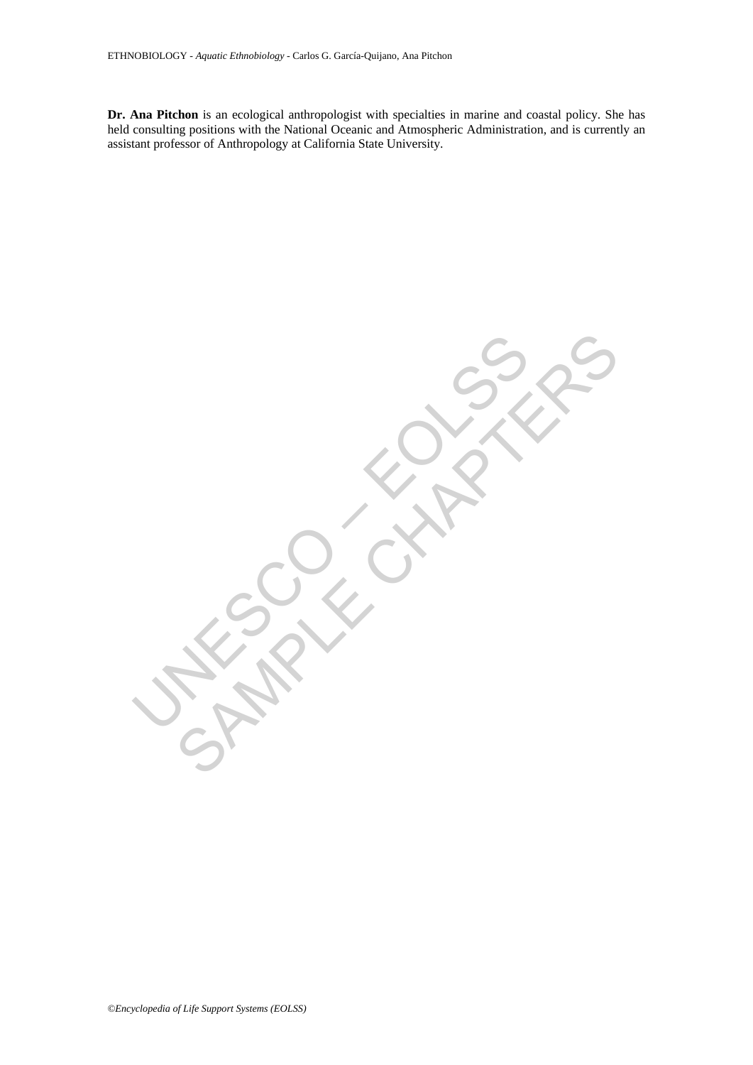**Dr. Ana Pitchon** is an ecological anthropologist with specialties in marine and coastal policy. She has held consulting positions with the National Oceanic and Atmospheric Administration, and is currently an assistant professor of Anthropology at California State University.